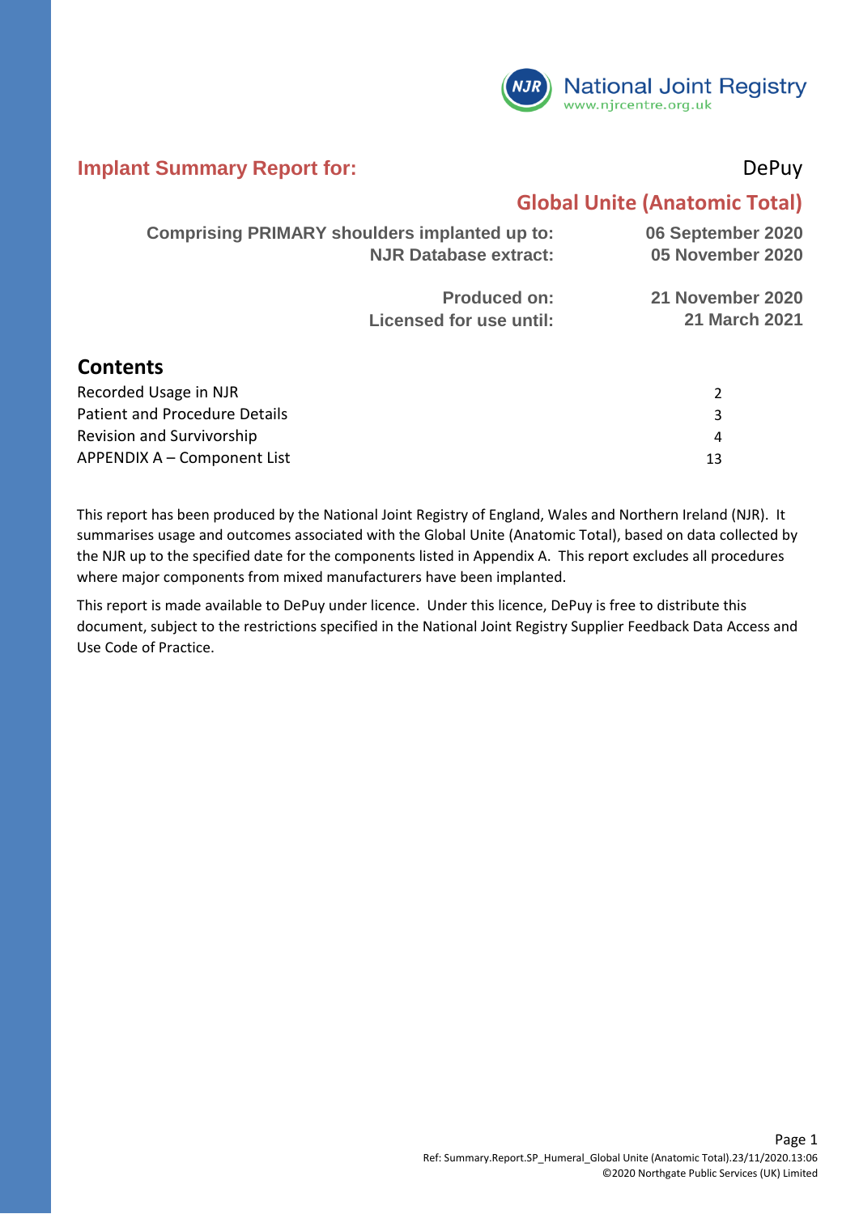National Joint Registry
www.njrcentre.org.uk

## Implant Summary Report for: DePuy

# Global Unite (Anatomic Total)

| | |
|---|---|
| **Comprising PRIMARY shoulders implanted up to:** | **06 September 2020** |
| **NJR Database extract:** | **05 November 2020** |
| **Produced on:** | **21 November 2020** |
| **Licensed for use until:** | **21 March 2021** |

## Contents

| | |
|---|---|
| Recorded Usage in NJR | 2 |
| Patient and Procedure Details | 3 |
| Revision and Survivorship | 4 |
| APPENDIX A – Component List | 13 |

This report has been produced by the National Joint Registry of England, Wales and Northern Ireland (NJR). It summarises usage and outcomes associated with the Global Unite (Anatomic Total), based on data collected by the NJR up to the specified date for the components listed in Appendix A. This report excludes all procedures where major components from mixed manufacturers have been implanted.

This report is made available to DePuy under licence. Under this licence, DePuy is free to distribute this document, subject to the restrictions specified in the National Joint Registry Supplier Feedback Data Access and Use Code of Practice.

Ref: Summary.Report.SP_Humeral_Global Unite (Anatomic Total).23/11/2020.13:06
©2020 Northgate Public Services (UK) Limited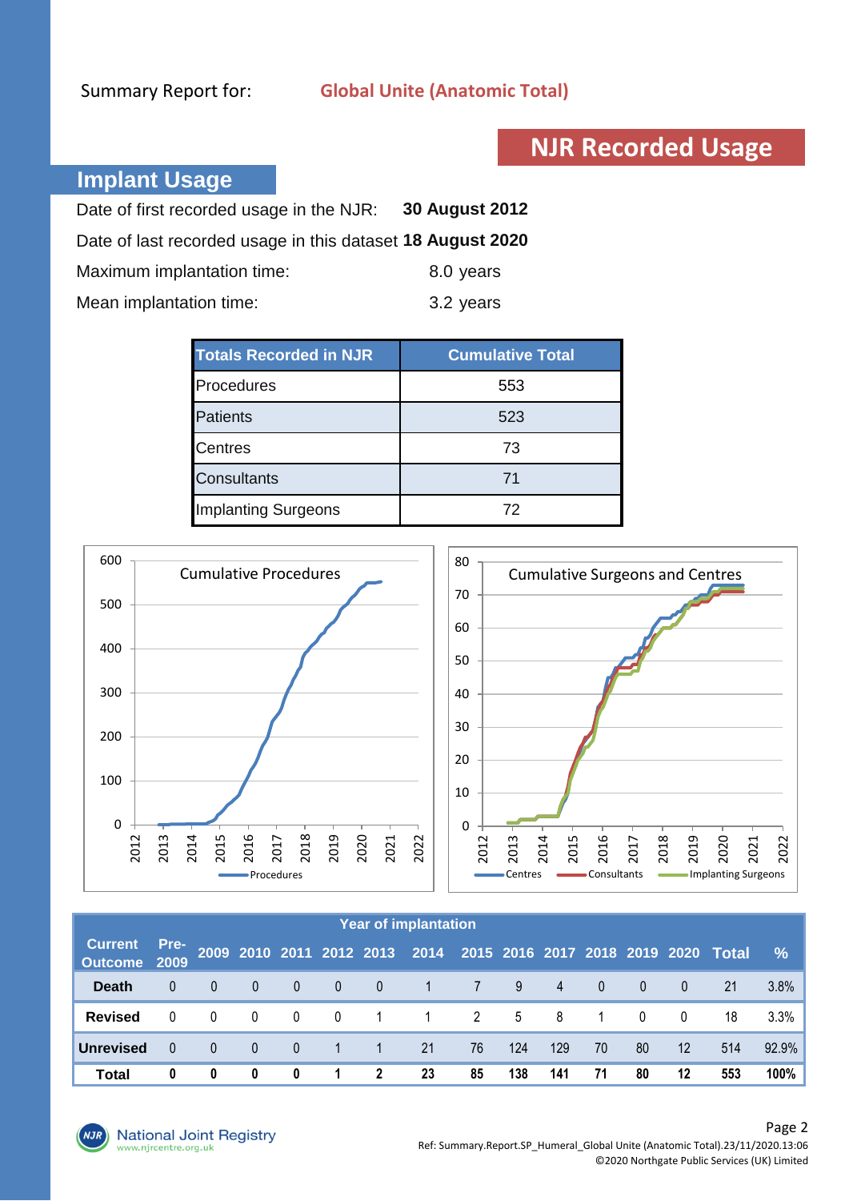Summary Report for: **Global Unite (Anatomic Total)**

# NJR Recorded Usage

## Implant Usage

Date of first recorded usage in the NJR: **30 August 2012**

Date of last recorded usage in this dataset **18 August 2020**

Maximum implantation time: 8.0 years

Mean implantation time: 3.2 years

| Totals Recorded in NJR | Cumulative Total |
|---|---|
| Procedures | 553 |
| Patients | 523 |
| Centres | 73 |
| Consultants | 71 |
| Implanting Surgeons | 72 |

Cumulative Procedures

Cumulative Surgeons and Centres

| Current Outcome | Pre-2009 | 2009 | 2010 | 2011 | 2012 | 2013 | 2014 | 2015 | 2016 | 2017 | 2018 | 2019 | 2020 | Total | % |
|---|---|---|---|---|---|---|---|---|---|---|---|---|---|---|---|
| **Death** | 0 | 0 | 0 | 0 | 0 | 0 | 1 | 7 | 9 | 4 | 0 | 0 | 0 | 21 | 3.8% |
| **Revised** | 0 | 0 | 0 | 0 | 0 | 1 | 1 | 2 | 5 | 8 | 1 | 0 | 0 | 18 | 3.3% |
| **Unrevised** | 0 | 0 | 0 | 0 | 1 | 1 | 21 | 76 | 124 | 129 | 70 | 80 | 12 | 514 | 92.9% |
| **Total** | **0** | **0** | **0** | **0** | **1** | **2** | **23** | **85** | **138** | **141** | **71** | **80** | **12** | **553** | **100%** |

Ref: Summary.Report.SP_Humeral_Global Unite (Anatomic Total).23/11/2020.13:06

©2020 Northgate Public Services (UK) Limited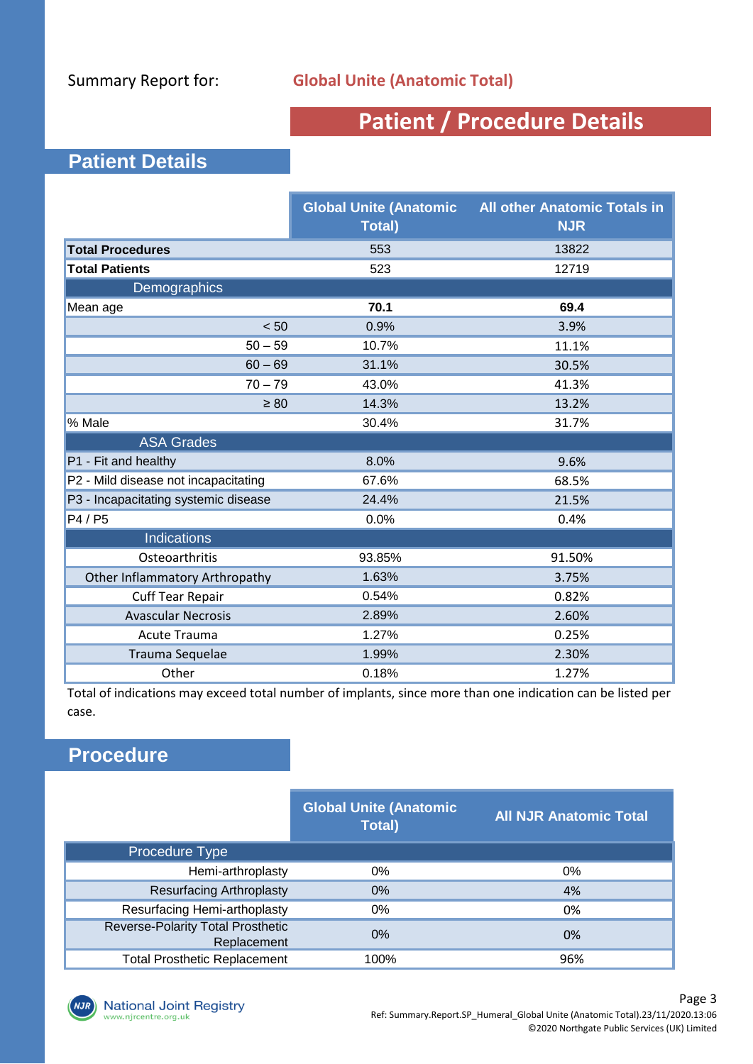Summary Report for: **Global Unite (Anatomic Total)**

# Patient / Procedure Details

## Patient Details

| | Global Unite (Anatomic Total) | All other Anatomic Totals in NJR |
|---|---|---|
| **Total Procedures** | 553 | 13822 |
| **Total Patients** | 523 | 12719 |
| Demographics | | |
| Mean age | **70.1** | **69.4** |
| < 50 | 0.9% | 3.9% |
| 50 – 59 | 10.7% | 11.1% |
| 60 – 69 | 31.1% | 30.5% |
| 70 – 79 | 43.0% | 41.3% |
| ≥ 80 | 14.3% | 13.2% |
| % Male | 30.4% | 31.7% |
| ASA Grades | | |
| P1 - Fit and healthy | 8.0% | 9.6% |
| P2 - Mild disease not incapacitating | 67.6% | 68.5% |
| P3 - Incapacitating systemic disease | 24.4% | 21.5% |
| P4 / P5 | 0.0% | 0.4% |
| Indications | | |
| Osteoarthritis | 93.85% | 91.50% |
| Other Inflammatory Arthropathy | 1.63% | 3.75% |
| Cuff Tear Repair | 0.54% | 0.82% |
| Avascular Necrosis | 2.89% | 2.60% |
| Acute Trauma | 1.27% | 0.25% |
| Trauma Sequelae | 1.99% | 2.30% |
| Other | 0.18% | 1.27% |

Total of indications may exceed total number of implants, since more than one indication can be listed per case.

## Procedure

| | Global Unite (Anatomic Total) | All NJR Anatomic Total |
|---|---|---|
| Procedure Type | | |
| Hemi-arthroplasty | 0% | 0% |
| Resurfacing Arthroplasty | 0% | 4% |
| Resurfacing Hemi-arthoplasty | 0% | 0% |
| Reverse-Polarity Total Prosthetic Replacement | 0% | 0% |
| Total Prosthetic Replacement | 100% | 96% |

Ref: Summary.Report.SP_Humeral_Global Unite (Anatomic Total).23/11/2020.13:06
©2020 Northgate Public Services (UK) Limited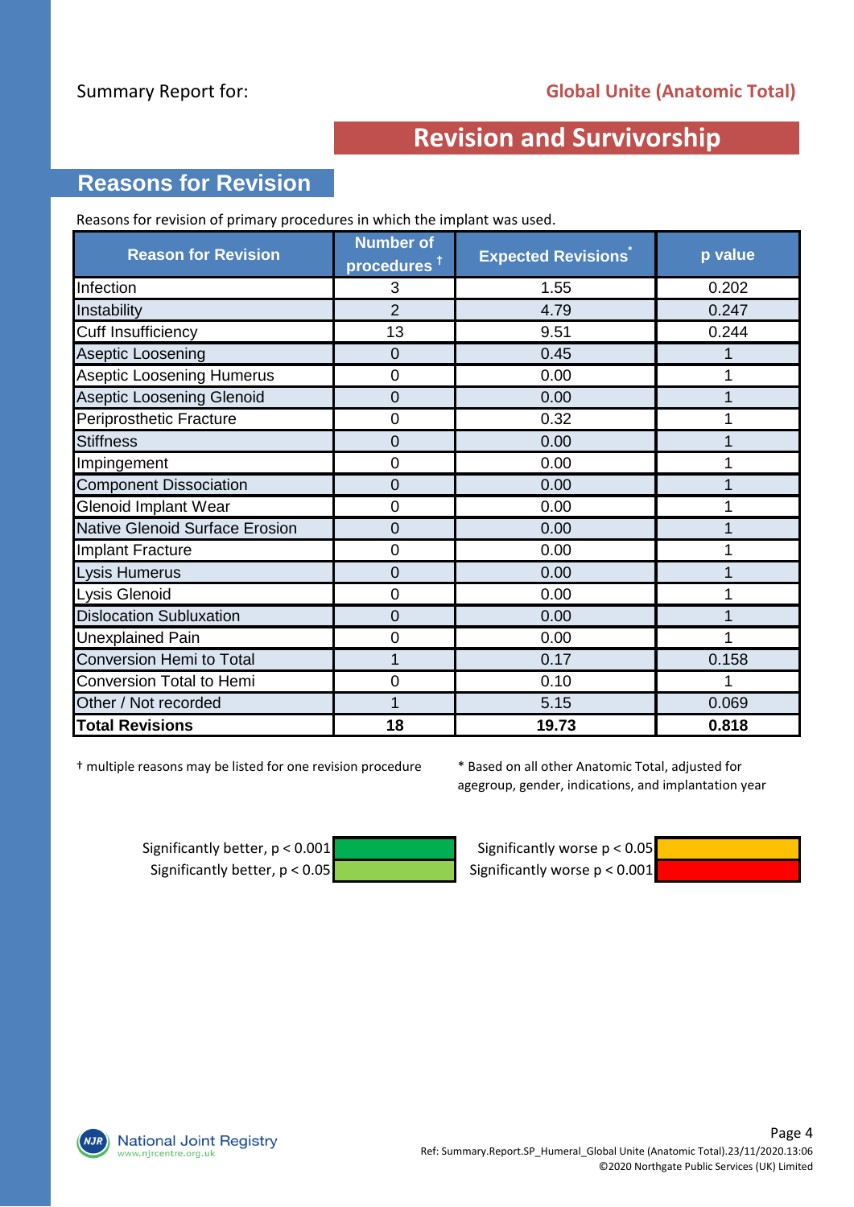Summary Report for: **Global Unite (Anatomic Total)**

# Revision and Survivorship

## Reasons for Revision

Reasons for revision of primary procedures in which the implant was used.

| Reason for Revision | Number of procedures † | Expected Revisions* | p value |
|---|---|---|---|
| Infection | 3 | 1.55 | 0.202 |
| Instability | 2 | 4.79 | 0.247 |
| Cuff Insufficiency | 13 | 9.51 | 0.244 |
| Aseptic Loosening | 0 | 0.45 | 1 |
| Aseptic Loosening Humerus | 0 | 0.00 | 1 |
| Aseptic Loosening Glenoid | 0 | 0.00 | 1 |
| Periprosthetic Fracture | 0 | 0.32 | 1 |
| Stiffness | 0 | 0.00 | 1 |
| Impingement | 0 | 0.00 | 1 |
| Component Dissociation | 0 | 0.00 | 1 |
| Glenoid Implant Wear | 0 | 0.00 | 1 |
| Native Glenoid Surface Erosion | 0 | 0.00 | 1 |
| Implant Fracture | 0 | 0.00 | 1 |
| Lysis Humerus | 0 | 0.00 | 1 |
| Lysis Glenoid | 0 | 0.00 | 1 |
| Dislocation Subluxation | 0 | 0.00 | 1 |
| Unexplained Pain | 0 | 0.00 | 1 |
| Conversion Hemi to Total | 1 | 0.17 | 0.158 |
| Conversion Total to Hemi | 0 | 0.10 | 1 |
| Other / Not recorded | 1 | 5.15 | 0.069 |
| **Total Revisions** | **18** | **19.73** | **0.818** |

† multiple reasons may be listed for one revision procedure

* Based on all other Anatomic Total, adjusted for agegroup, gender, indications, and implantation year

| | | | |
|---|---|---|---|
| Significantly better, $p < 0.001$ | (dark green) | Significantly worse $p < 0.05$ | (amber) |
| Significantly better, $p < 0.05$ | (light green) | Significantly worse $p < 0.001$ | (red) |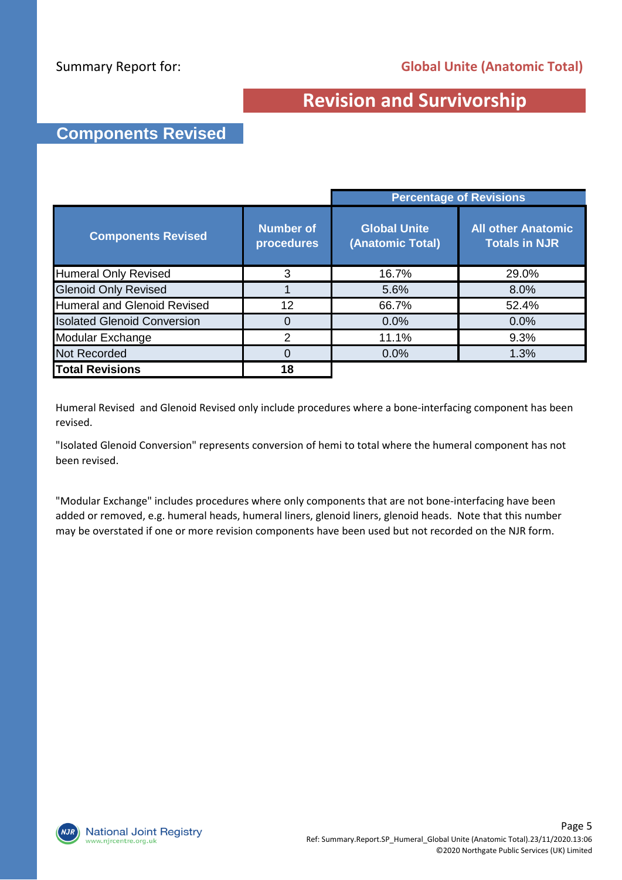Summary Report for: **Global Unite (Anatomic Total)**

# Revision and Survivorship

## Components Revised

| Components Revised | Number of procedures | Percentage of Revisions | |
|---|---|---|---|
| | | Global Unite (Anatomic Total) | All other Anatomic Totals in NJR |
| Humeral Only Revised | 3 | 16.7% | 29.0% |
| Glenoid Only Revised | 1 | 5.6% | 8.0% |
| Humeral and Glenoid Revised | 12 | 66.7% | 52.4% |
| Isolated Glenoid Conversion | 0 | 0.0% | 0.0% |
| Modular Exchange | 2 | 11.1% | 9.3% |
| Not Recorded | 0 | 0.0% | 1.3% |
| **Total Revisions** | **18** | | |

Humeral Revised and Glenoid Revised only include procedures where a bone-interfacing component has been revised.

"Isolated Glenoid Conversion" represents conversion of hemi to total where the humeral component has not been revised.

"Modular Exchange" includes procedures where only components that are not bone-interfacing have been added or removed, e.g. humeral heads, humeral liners, glenoid liners, glenoid heads. Note that this number may be overstated if one or more revision components have been used but not recorded on the NJR form.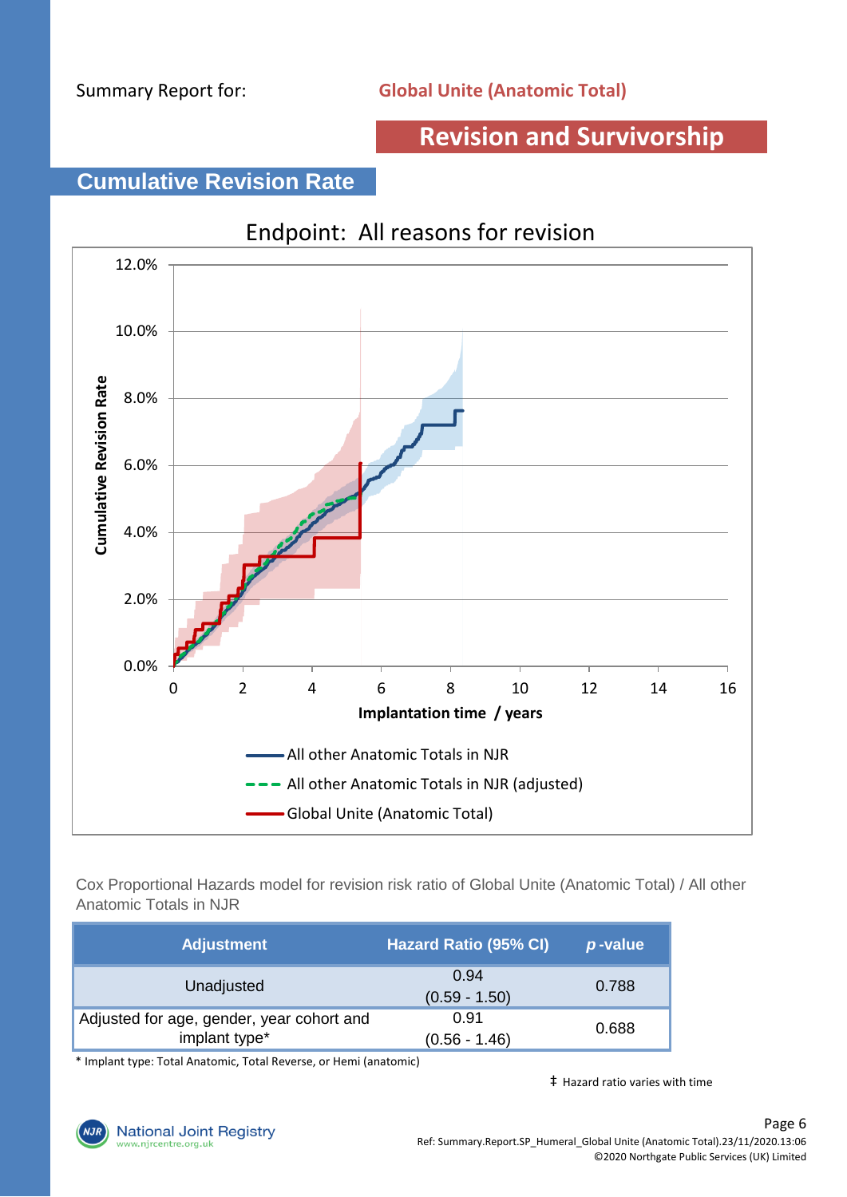Summary Report for: **Global Unite (Anatomic Total)**

# Revision and Survivorship

## Cumulative Revision Rate

Endpoint: All reasons for revision

Cumulative Revision Rate

12.0%
10.0%
8.0%
6.0%
4.0%
2.0%
0.0%

0 2 4 6 8 10 12 14 16

Implantation time / years

- All other Anatomic Totals in NJR
- All other Anatomic Totals in NJR (adjusted)
- Global Unite (Anatomic Total)

Cox Proportional Hazards model for revision risk ratio of Global Unite (Anatomic Total) / All other Anatomic Totals in NJR

| Adjustment | Hazard Ratio (95% CI) | *p* -value |
|---|---|---|
| Unadjusted | 0.94 (0.59 - 1.50) | 0.788 |
| Adjusted for age, gender, year cohort and implant type* | 0.91 (0.56 - 1.46) | 0.688 |

\* Implant type: Total Anatomic, Total Reverse, or Hemi (anatomic)

‡ Hazard ratio varies with time

Ref: Summary.Report.SP_Humeral_Global Unite (Anatomic Total).23/11/2020.13:06
©2020 Northgate Public Services (UK) Limited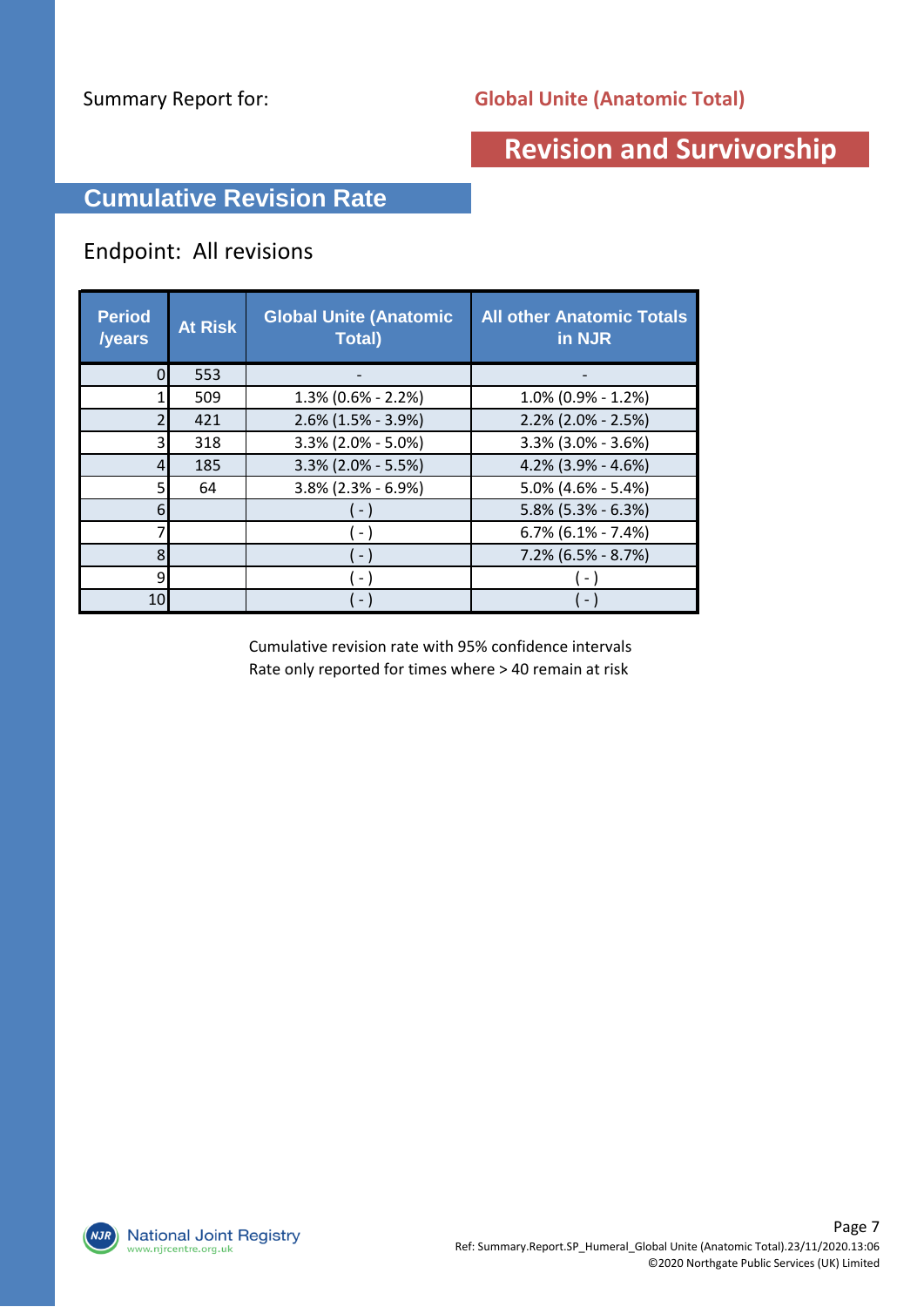Summary Report for: **Global Unite (Anatomic Total)**

# Revision and Survivorship

## Cumulative Revision Rate

### Endpoint: All revisions

| Period /years | At Risk | Global Unite (Anatomic Total) | All other Anatomic Totals in NJR |
|---|---|---|---|
| 0 | 553 | - | - |
| 1 | 509 | 1.3% (0.6% - 2.2%) | 1.0% (0.9% - 1.2%) |
| 2 | 421 | 2.6% (1.5% - 3.9%) | 2.2% (2.0% - 2.5%) |
| 3 | 318 | 3.3% (2.0% - 5.0%) | 3.3% (3.0% - 3.6%) |
| 4 | 185 | 3.3% (2.0% - 5.5%) | 4.2% (3.9% - 4.6%) |
| 5 | 64 | 3.8% (2.3% - 6.9%) | 5.0% (4.6% - 5.4%) |
| 6 | | ( - ) | 5.8% (5.3% - 6.3%) |
| 7 | | ( - ) | 6.7% (6.1% - 7.4%) |
| 8 | | ( - ) | 7.2% (6.5% - 8.7%) |
| 9 | | ( - ) | ( - ) |
| 10 | | ( - ) | ( - ) |

Cumulative revision rate with 95% confidence intervals
Rate only reported for times where > 40 remain at risk

Ref: Summary.Report.SP_Humeral_Global Unite (Anatomic Total).23/11/2020.13:06
©2020 Northgate Public Services (UK) Limited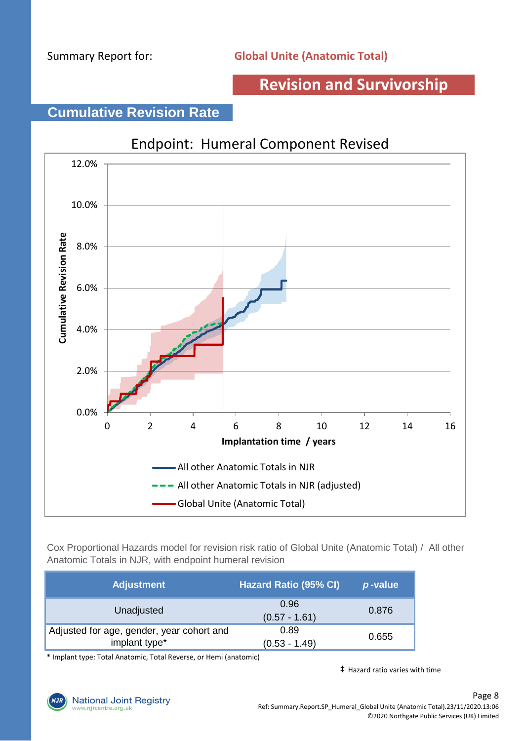Summary Report for: **Global Unite (Anatomic Total)**

## Revision and Survivorship

### Cumulative Revision Rate

Endpoint: Humeral Component Revised

Cumulative Revision Rate

Implantation time / years

- All other Anatomic Totals in NJR
- All other Anatomic Totals in NJR (adjusted)
- Global Unite (Anatomic Total)

Cox Proportional Hazards model for revision risk ratio of Global Unite (Anatomic Total) / All other Anatomic Totals in NJR, with endpoint humeral revision

| Adjustment | Hazard Ratio (95% CI) | *p*-value |
|---|---|---|
| Unadjusted | 0.96 (0.57 - 1.61) | 0.876 |
| Adjusted for age, gender, year cohort and implant type* | 0.89 (0.53 - 1.49) | 0.655 |

* Implant type: Total Anatomic, Total Reverse, or Hemi (anatomic)

‡ Hazard ratio varies with time

Ref: Summary.Report.SP_Humeral_Global Unite (Anatomic Total).23/11/2020.13:06
©2020 Northgate Public Services (UK) Limited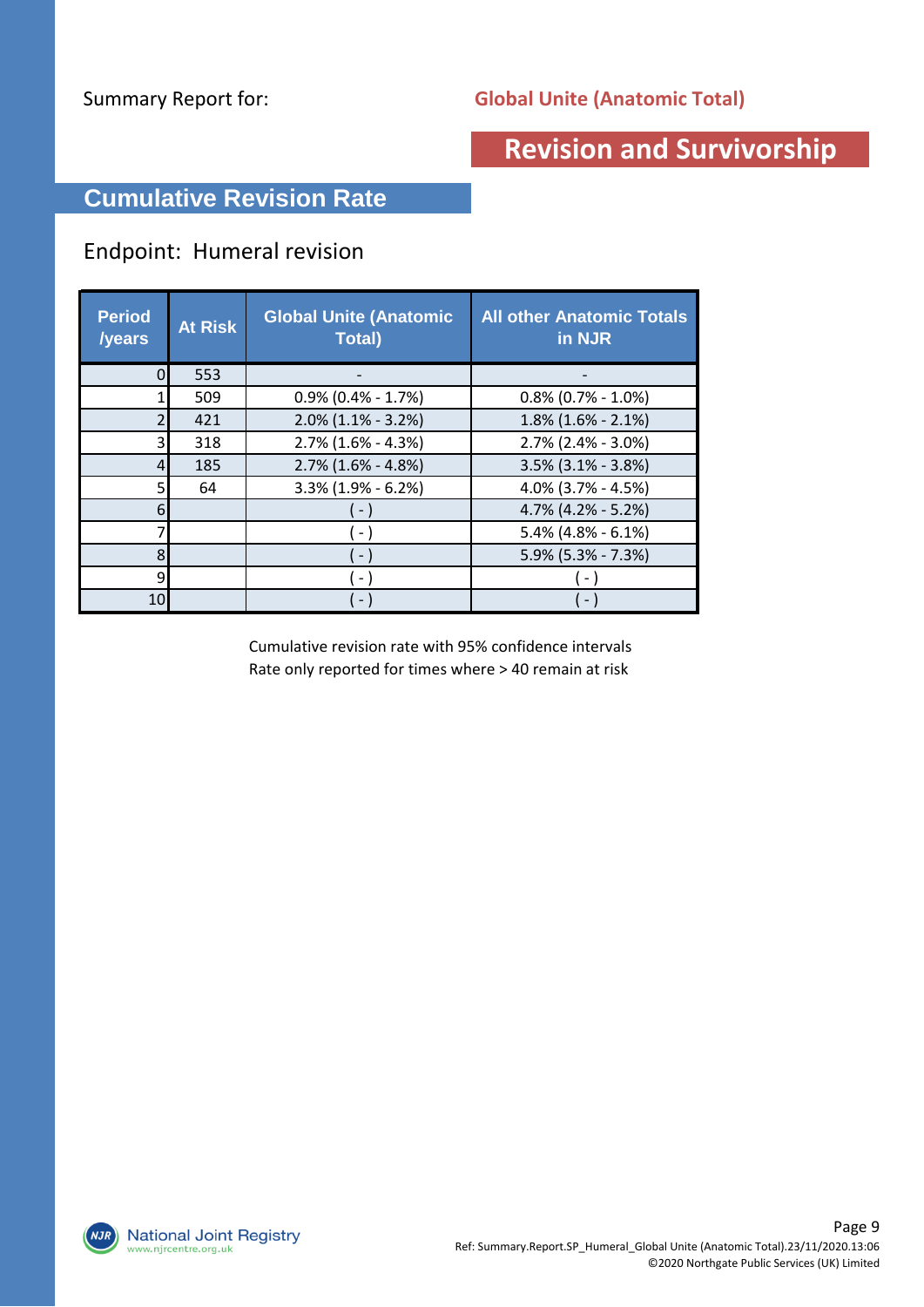Summary Report for: **Global Unite (Anatomic Total)**

# Revision and Survivorship

## Cumulative Revision Rate

Endpoint: Humeral revision

| Period /years | At Risk | Global Unite (Anatomic Total) | All other Anatomic Totals in NJR |
|---|---|---|---|
| 0 | 553 | - | - |
| 1 | 509 | 0.9% (0.4% - 1.7%) | 0.8% (0.7% - 1.0%) |
| 2 | 421 | 2.0% (1.1% - 3.2%) | 1.8% (1.6% - 2.1%) |
| 3 | 318 | 2.7% (1.6% - 4.3%) | 2.7% (2.4% - 3.0%) |
| 4 | 185 | 2.7% (1.6% - 4.8%) | 3.5% (3.1% - 3.8%) |
| 5 | 64 | 3.3% (1.9% - 6.2%) | 4.0% (3.7% - 4.5%) |
| 6 | | ( - ) | 4.7% (4.2% - 5.2%) |
| 7 | | ( - ) | 5.4% (4.8% - 6.1%) |
| 8 | | ( - ) | 5.9% (5.3% - 7.3%) |
| 9 | | ( - ) | ( - ) |
| 10 | | ( - ) | ( - ) |

Cumulative revision rate with 95% confidence intervals
Rate only reported for times where > 40 remain at risk

Ref: Summary.Report.SP_Humeral_Global Unite (Anatomic Total).23/11/2020.13:06
©2020 Northgate Public Services (UK) Limited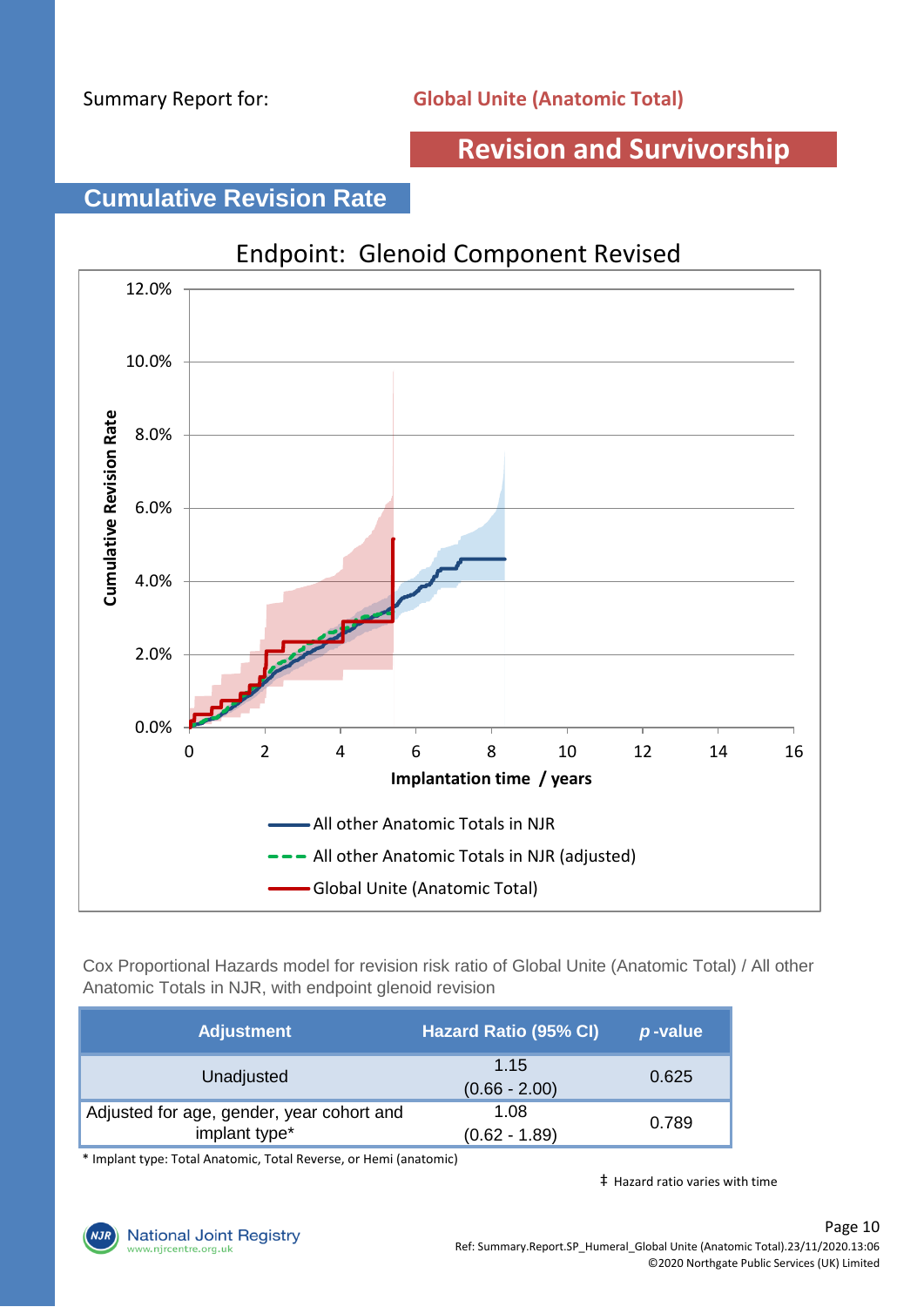Summary Report for: **Global Unite (Anatomic Total)**

## Revision and Survivorship

## Cumulative Revision Rate

Endpoint: Glenoid Component Revised

Cox Proportional Hazards model for revision risk ratio of Global Unite (Anatomic Total) / All other Anatomic Totals in NJR, with endpoint glenoid revision

| Adjustment | Hazard Ratio (95% CI) | *p*-value |
|---|---|---|
| Unadjusted | 1.15 (0.66 - 2.00) | 0.625 |
| Adjusted for age, gender, year cohort and implant type* | 1.08 (0.62 - 1.89) | 0.789 |

\* Implant type: Total Anatomic, Total Reverse, or Hemi (anatomic)

‡ Hazard ratio varies with time

Ref: Summary.Report.SP_Humeral_Global Unite (Anatomic Total).23/11/2020.13:06
©2020 Northgate Public Services (UK) Limited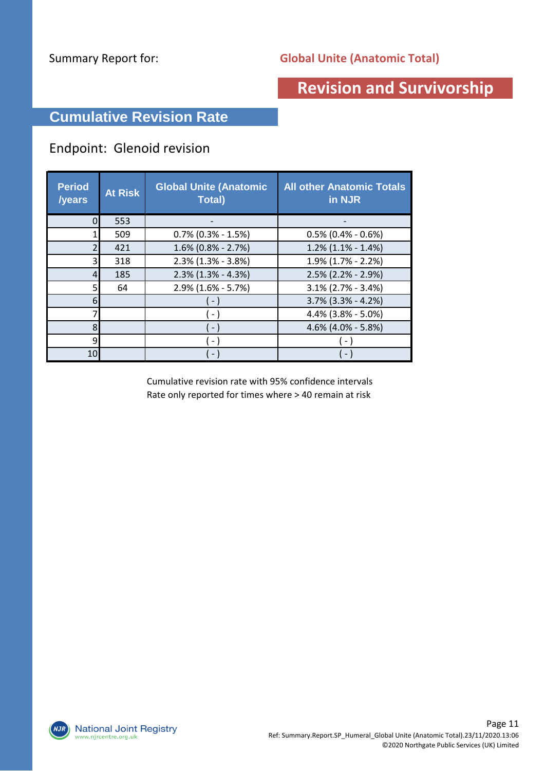Summary Report for: **Global Unite (Anatomic Total)**

# Revision and Survivorship

## Cumulative Revision Rate

### Endpoint: Glenoid revision

| Period /years | At Risk | Global Unite (Anatomic Total) | All other Anatomic Totals in NJR |
|---|---|---|---|
| 0 | 553 | - | - |
| 1 | 509 | 0.7% (0.3% - 1.5%) | 0.5% (0.4% - 0.6%) |
| 2 | 421 | 1.6% (0.8% - 2.7%) | 1.2% (1.1% - 1.4%) |
| 3 | 318 | 2.3% (1.3% - 3.8%) | 1.9% (1.7% - 2.2%) |
| 4 | 185 | 2.3% (1.3% - 4.3%) | 2.5% (2.2% - 2.9%) |
| 5 | 64 | 2.9% (1.6% - 5.7%) | 3.1% (2.7% - 3.4%) |
| 6 | | ( - ) | 3.7% (3.3% - 4.2%) |
| 7 | | ( - ) | 4.4% (3.8% - 5.0%) |
| 8 | | ( - ) | 4.6% (4.0% - 5.8%) |
| 9 | | ( - ) | ( - ) |
| 10 | | ( - ) | ( - ) |

Cumulative revision rate with 95% confidence intervals
Rate only reported for times where > 40 remain at risk

Ref: Summary.Report.SP_Humeral_Global Unite (Anatomic Total).23/11/2020.13:06
©2020 Northgate Public Services (UK) Limited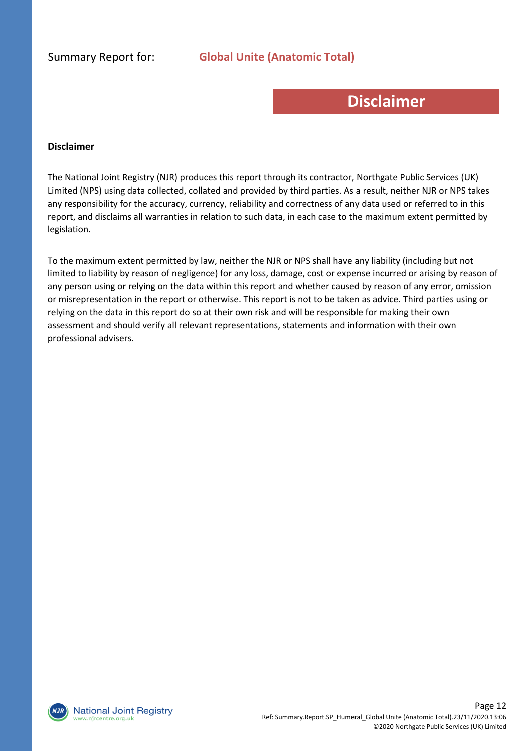Summary Report for: **Global Unite (Anatomic Total)**

# Disclaimer

**Disclaimer**

The National Joint Registry (NJR) produces this report through its contractor, Northgate Public Services (UK) Limited (NPS) using data collected, collated and provided by third parties. As a result, neither NJR or NPS takes any responsibility for the accuracy, currency, reliability and correctness of any data used or referred to in this report, and disclaims all warranties in relation to such data, in each case to the maximum extent permitted by legislation.

To the maximum extent permitted by law, neither the NJR or NPS shall have any liability (including but not limited to liability by reason of negligence) for any loss, damage, cost or expense incurred or arising by reason of any person using or relying on the data within this report and whether caused by reason of any error, omission or misrepresentation in the report or otherwise. This report is not to be taken as advice. Third parties using or relying on the data in this report do so at their own risk and will be responsible for making their own assessment and should verify all relevant representations, statements and information with their own professional advisers.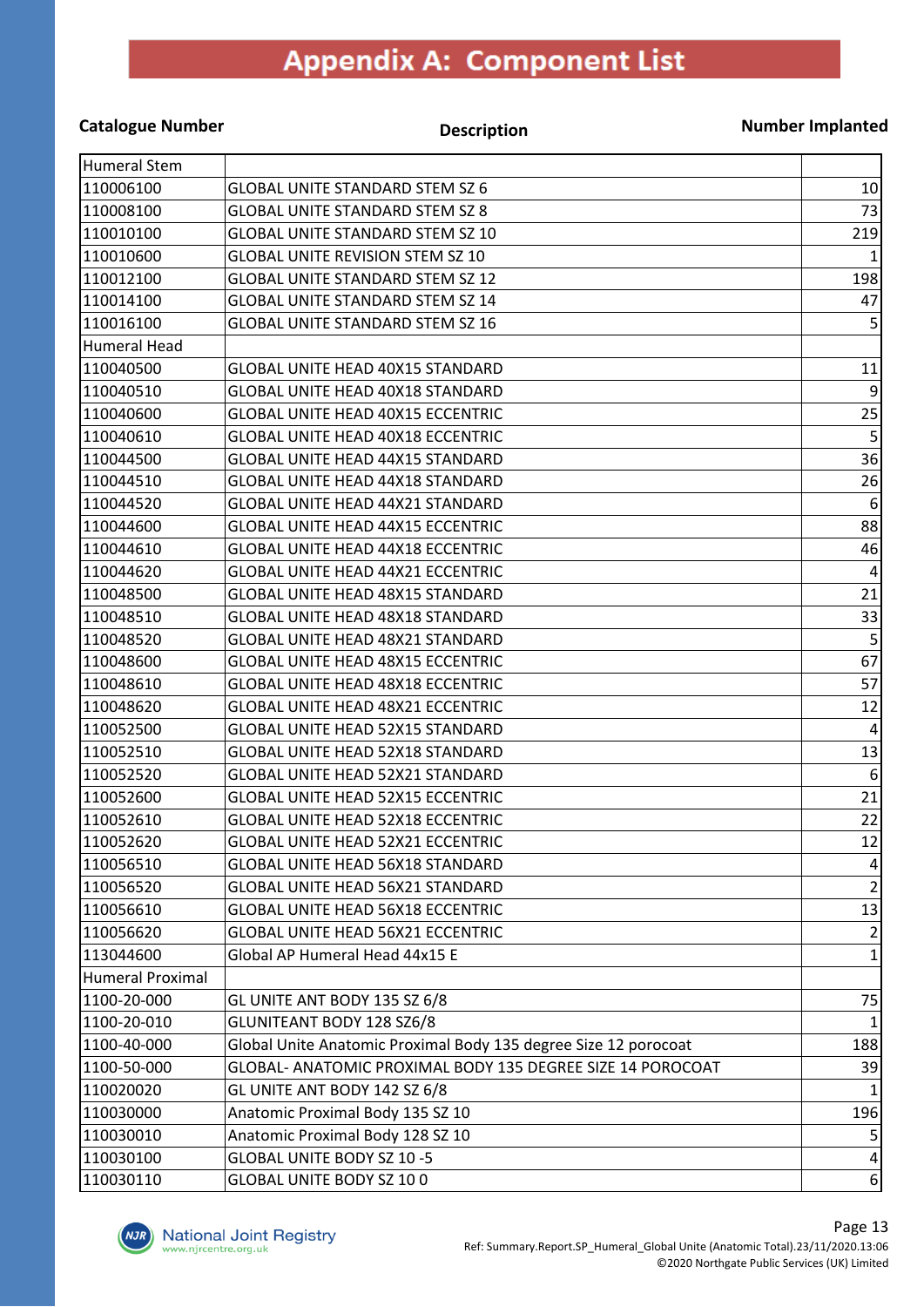# Appendix A: Component List

| Catalogue Number | Description | Number Implanted |
|---|---|---|
| Humeral Stem | | |
| 110006100 | GLOBAL UNITE STANDARD STEM SZ 6 | 10 |
| 110008100 | GLOBAL UNITE STANDARD STEM SZ 8 | 73 |
| 110010100 | GLOBAL UNITE STANDARD STEM SZ 10 | 219 |
| 110010600 | GLOBAL UNITE REVISION STEM SZ 10 | 1 |
| 110012100 | GLOBAL UNITE STANDARD STEM SZ 12 | 198 |
| 110014100 | GLOBAL UNITE STANDARD STEM SZ 14 | 47 |
| 110016100 | GLOBAL UNITE STANDARD STEM SZ 16 | 5 |
| Humeral Head | | |
| 110040500 | GLOBAL UNITE HEAD 40X15 STANDARD | 11 |
| 110040510 | GLOBAL UNITE HEAD 40X18 STANDARD | 9 |
| 110040600 | GLOBAL UNITE HEAD 40X15 ECCENTRIC | 25 |
| 110040610 | GLOBAL UNITE HEAD 40X18 ECCENTRIC | 5 |
| 110044500 | GLOBAL UNITE HEAD 44X15 STANDARD | 36 |
| 110044510 | GLOBAL UNITE HEAD 44X18 STANDARD | 26 |
| 110044520 | GLOBAL UNITE HEAD 44X21 STANDARD | 6 |
| 110044600 | GLOBAL UNITE HEAD 44X15 ECCENTRIC | 88 |
| 110044610 | GLOBAL UNITE HEAD 44X18 ECCENTRIC | 46 |
| 110044620 | GLOBAL UNITE HEAD 44X21 ECCENTRIC | 4 |
| 110048500 | GLOBAL UNITE HEAD 48X15 STANDARD | 21 |
| 110048510 | GLOBAL UNITE HEAD 48X18 STANDARD | 33 |
| 110048520 | GLOBAL UNITE HEAD 48X21 STANDARD | 5 |
| 110048600 | GLOBAL UNITE HEAD 48X15 ECCENTRIC | 67 |
| 110048610 | GLOBAL UNITE HEAD 48X18 ECCENTRIC | 57 |
| 110048620 | GLOBAL UNITE HEAD 48X21 ECCENTRIC | 12 |
| 110052500 | GLOBAL UNITE HEAD 52X15 STANDARD | 4 |
| 110052510 | GLOBAL UNITE HEAD 52X18 STANDARD | 13 |
| 110052520 | GLOBAL UNITE HEAD 52X21 STANDARD | 6 |
| 110052600 | GLOBAL UNITE HEAD 52X15 ECCENTRIC | 21 |
| 110052610 | GLOBAL UNITE HEAD 52X18 ECCENTRIC | 22 |
| 110052620 | GLOBAL UNITE HEAD 52X21 ECCENTRIC | 12 |
| 110056510 | GLOBAL UNITE HEAD 56X18 STANDARD | 4 |
| 110056520 | GLOBAL UNITE HEAD 56X21 STANDARD | 2 |
| 110056610 | GLOBAL UNITE HEAD 56X18 ECCENTRIC | 13 |
| 110056620 | GLOBAL UNITE HEAD 56X21 ECCENTRIC | 2 |
| 113044600 | Global AP Humeral Head 44x15 E | 1 |
| Humeral Proximal | | |
| 1100-20-000 | GL UNITE ANT BODY 135 SZ 6/8 | 75 |
| 1100-20-010 | GLUNITEANT BODY 128 SZ6/8 | 1 |
| 1100-40-000 | Global Unite Anatomic Proximal Body 135 degree Size 12 porocoat | 188 |
| 1100-50-000 | GLOBAL- ANATOMIC PROXIMAL BODY 135 DEGREE SIZE 14 POROCOAT | 39 |
| 110020020 | GL UNITE ANT BODY 142 SZ 6/8 | 1 |
| 110030000 | Anatomic Proximal Body 135 SZ 10 | 196 |
| 110030010 | Anatomic Proximal Body 128 SZ 10 | 5 |
| 110030100 | GLOBAL UNITE BODY SZ 10 -5 | 4 |
| 110030110 | GLOBAL UNITE BODY SZ 10 0 | 6 |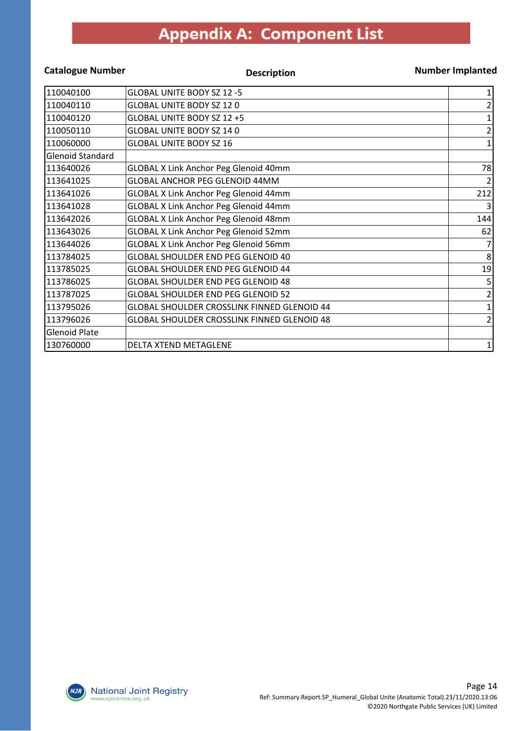# Appendix A: Component List

| Catalogue Number | Description | Number Implanted |
|---|---|---|
| 110040100 | GLOBAL UNITE BODY SZ 12 -5 | 1 |
| 110040110 | GLOBAL UNITE BODY SZ 12 0 | 2 |
| 110040120 | GLOBAL UNITE BODY SZ 12 +5 | 1 |
| 110050110 | GLOBAL UNITE BODY SZ 14 0 | 2 |
| 110060000 | GLOBAL UNITE BODY SZ 16 | 1 |
| Glenoid Standard | | |
| 113640026 | GLOBAL X Link Anchor Peg Glenoid 40mm | 78 |
| 113641025 | GLOBAL ANCHOR PEG GLENOID 44MM | 2 |
| 113641026 | GLOBAL X Link Anchor Peg Glenoid 44mm | 212 |
| 113641028 | GLOBAL X Link Anchor Peg Glenoid 44mm | 3 |
| 113642026 | GLOBAL X Link Anchor Peg Glenoid 48mm | 144 |
| 113643026 | GLOBAL X Link Anchor Peg Glenoid 52mm | 62 |
| 113644026 | GLOBAL X Link Anchor Peg Glenoid 56mm | 7 |
| 113784025 | GLOBAL SHOULDER END PEG GLENOID 40 | 8 |
| 113785025 | GLOBAL SHOULDER END PEG GLENOID 44 | 19 |
| 113786025 | GLOBAL SHOULDER END PEG GLENOID 48 | 5 |
| 113787025 | GLOBAL SHOULDER END PEG GLENOID 52 | 2 |
| 113795026 | GLOBAL SHOULDER CROSSLINK FINNED GLENOID 44 | 1 |
| 113796026 | GLOBAL SHOULDER CROSSLINK FINNED GLENOID 48 | 2 |
| Glenoid Plate | | |
| 130760000 | DELTA XTEND METAGLENE | 1 |